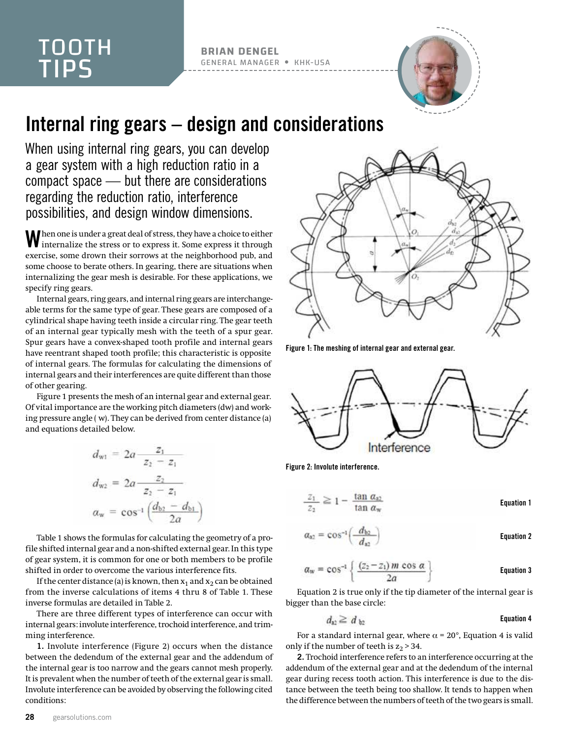TOOTH TIPS

**BRIAN DENGEL**
GENERAL MANAGER • KHK-USA

# Internal ring gears – design and considerations

When using internal ring gears, you can develop a gear system with a high reduction ratio in a compact space — but there are considerations regarding the reduction ratio, interference possibilities, and design window dimensions.

When one is under a great deal of stress, they have a choice to either internalize the stress or to express it. Some express it through exercise, some drown their sorrows at the neighborhood pub, and some choose to berate others. In gearing, there are situations when internalizing the gear mesh is desirable. For these applications, we specify ring gears.

Internal gears, ring gears, and internal ring gears are interchangeable terms for the same type of gear. These gears are composed of a cylindrical shape having teeth inside a circular ring. The gear teeth of an internal gear typically mesh with the teeth of a spur gear. Spur gears have a convex-shaped tooth profile and internal gears have reentrant shaped tooth profile; this characteristic is opposite of internal gears. The formulas for calculating the dimensions of internal gears and their interferences are quite different than those of other gearing.

Figure 1 presents the mesh of an internal gear and external gear. Of vital importance are the working pitch diameters (dw) and working pressure angle ( w). They can be derived from center distance (a) and equations detailed below.

$$d_{w1} = 2a\frac{z_1}{z_2 - z_1}$$

$$d_{w2} = 2a\frac{z_2}{z_2 - z_1}$$

$$\alpha_w = \cos^{-1}\left(\frac{d_{b2} - d_{b1}}{2a}\right)$$

Table 1 shows the formulas for calculating the geometry of a profile shifted internal gear and a non-shifted external gear. In this type of gear system, it is common for one or both members to be profile shifted in order to overcome the various interference fits.

If the center distance (a) is known, then $x_1$ and $x_2$ can be obtained from the inverse calculations of items 4 thru 8 of Table 1. These inverse formulas are detailed in Table 2.

There are three different types of interference can occur with internal gears: involute interference, trochoid interference, and trimming interference.

**1.** Involute interference (Figure 2) occurs when the distance between the dedendum of the external gear and the addendum of the internal gear is too narrow and the gears cannot mesh properly. It is prevalent when the number of teeth of the external gear is small. Involute interference can be avoided by observing the following cited conditions:

Figure 1: The meshing of internal gear and external gear.

Interference

Figure 2: Involute interference.

$$\frac{z_1}{z_2} \geq 1 - \frac{\tan\alpha_{a2}}{\tan\alpha_w} \quad \text{Equation 1}$$

$$\alpha_{a2} = \cos^{-1}\left(\frac{d_{b2}}{d_{a2}}\right) \quad \text{Equation 2}$$

$$\alpha_w = \cos^{-1}\left\{\frac{(z_2 - z_1)\, m \cos\alpha}{2a}\right\} \quad \text{Equation 3}$$

Equation 2 is true only if the tip diameter of the internal gear is bigger than the base circle:

$$d_{a2} \geq d_{b2} \quad \text{Equation 4}$$

For a standard internal gear, where $\alpha = 20°$, Equation 4 is valid only if the number of teeth is $z_2 > 34$.

**2.** Trochoid interference refers to an interference occurring at the addendum of the external gear and at the dedendum of the internal gear during recess tooth action. This interference is due to the distance between the teeth being too shallow. It tends to happen when the difference between the numbers of teeth of the two gears is small.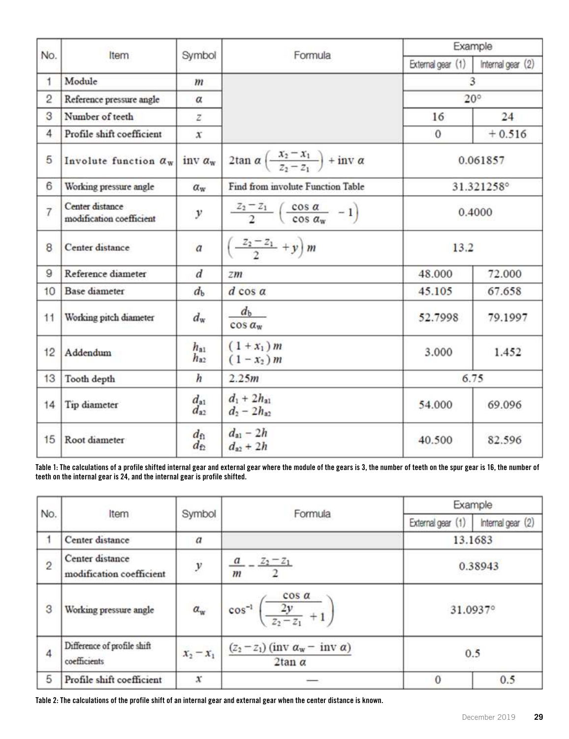| No. | Item | Symbol | Formula | Example | |
|---|---|---|---|---|---|
| | | | | External gear (1) | Internal gear (2) |
| 1 | Module | $m$ | | 3 | |
| 2 | Reference pressure angle | $\alpha$ | | 20° | |
| 3 | Number of teeth | $z$ | | 16 | 24 |
| 4 | Profile shift coefficient | $x$ | | 0 | +0.516 |
| 5 | Involute function $\alpha_w$ | inv $\alpha_w$ | $2\tan\alpha\left(\frac{x_2 - x_1}{z_2 - z_1}\right) + \text{inv}\,\alpha$ | 0.061857 | |
| 6 | Working pressure angle | $\alpha_w$ | Find from involute Function Table | 31.321258° | |
| 7 | Center distance modification coefficient | $y$ | $\frac{z_2 - z_1}{2}\left(\frac{\cos\alpha}{\cos\alpha_w} - 1\right)$ | 0.4000 | |
| 8 | Center distance | $a$ | $\left(\frac{z_2 - z_1}{2} + y\right)m$ | 13.2 | |
| 9 | Reference diameter | $d$ | $zm$ | 48.000 | 72.000 |
| 10 | Base diameter | $d_b$ | $d\cos\alpha$ | 45.105 | 67.658 |
| 11 | Working pitch diameter | $d_w$ | $\frac{d_b}{\cos\alpha_w}$ | 52.7998 | 79.1997 |
| 12 | Addendum | $h_{a1}$ $h_{a2}$ | $(1 + x_1)m$ $(1 - x_2)m$ | 3.000 | 1.452 |
| 13 | Tooth depth | $h$ | $2.25m$ | 6.75 | |
| 14 | Tip diameter | $d_{a1}$ $d_{a2}$ | $d_1 + 2h_{a1}$ $d_2 - 2h_{a2}$ | 54.000 | 69.096 |
| 15 | Root diameter | $d_{f1}$ $d_{f2}$ | $d_{a1} - 2h$ $d_{a2} + 2h$ | 40.500 | 82.596 |

**Table 1: The calculations of a profile shifted internal gear and external gear where the module of the gears is 3, the number of teeth on the spur gear is 16, the number of teeth on the internal gear is 24, and the internal gear is profile shifted.**

| No. | Item | Symbol | Formula | Example | |
|---|---|---|---|---|---|
| | | | | External gear (1) | Internal gear (2) |
| 1 | Center distance | $a$ | | 13.1683 | |
| 2 | Center distance modification coefficient | $y$ | $\frac{a}{m} - \frac{z_2 - z_1}{2}$ | 0.38943 | |
| 3 | Working pressure angle | $\alpha_w$ | $\cos^{-1}\left(\frac{\cos\alpha}{\frac{2y}{z_2 - z_1} + 1}\right)$ | 31.0937° | |
| 4 | Difference of profile shift coefficients | $x_2 - x_1$ | $\frac{(z_2 - z_1)(\text{inv}\,\alpha_w - \text{inv}\,\alpha)}{2\tan\alpha}$ | 0.5 | |
| 5 | Profile shift coefficient | $x$ | — | 0 | 0.5 |

**Table 2: The calculations of the profile shift of an internal gear and external gear when the center distance is known.**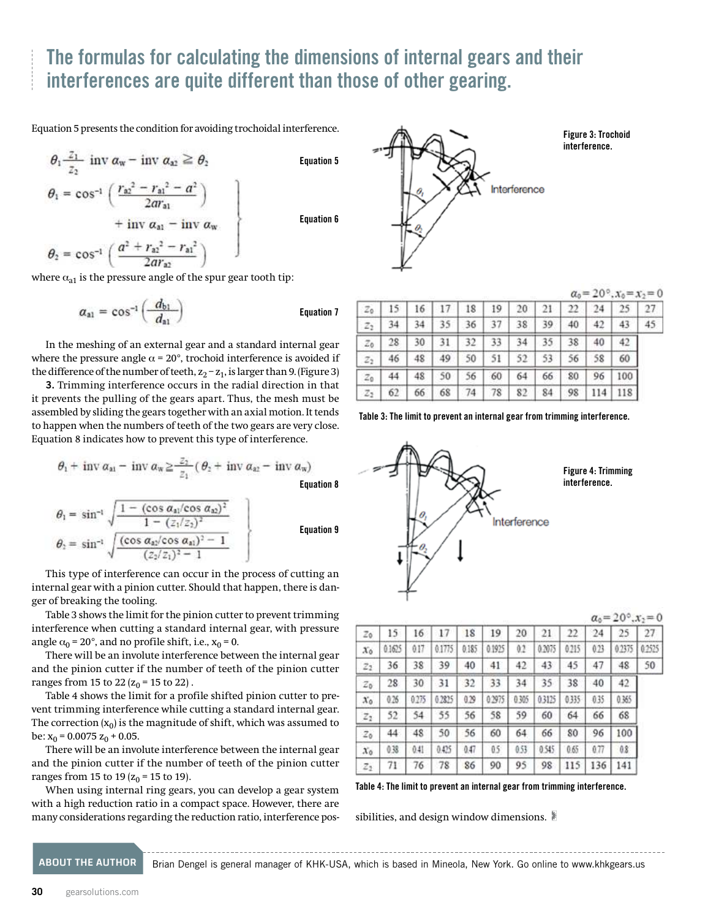# The formulas for calculating the dimensions of internal gears and their interferences are quite different than those of other gearing.

Equation 5 presents the condition for avoiding trochoidal interference.

$$\theta_1 \frac{z_1}{z_2} \text{ inv } \alpha_w - \text{inv } \alpha_{a2} \geq \theta_2 \qquad \text{Equation 5}$$

$$\left.\begin{aligned} \theta_1 &= \cos^{-1}\left(\frac{r_{a2}^2 - r_{a1}^2 - a^2}{2ar_{a1}}\right) \\ &\quad + \text{inv } \alpha_{a1} - \text{inv } \alpha_w \\ \theta_2 &= \cos^{-1}\left(\frac{a^2 + r_{a2}^2 - r_{a1}^2}{2ar_{a2}}\right) \end{aligned}\right\} \qquad \text{Equation 6}$$

where $\alpha_{a1}$ is the pressure angle of the spur gear tooth tip:

$$\alpha_{a1} = \cos^{-1}\left(\frac{d_{b1}}{d_{a1}}\right) \qquad \text{Equation 7}$$

In the meshing of an external gear and a standard internal gear where the pressure angle $\alpha = 20°$, trochoid interference is avoided if the difference of the number of teeth, $z_2 - z_1$, is larger than 9. (Figure 3)

**3.** Trimming interference occurs in the radial direction in that it prevents the pulling of the gears apart. Thus, the mesh must be assembled by sliding the gears together with an axial motion. It tends to happen when the numbers of teeth of the two gears are very close. Equation 8 indicates how to prevent this type of interference.

$$\theta_1 + \text{inv } \alpha_{a1} - \text{inv } \alpha_w \geq \frac{z_2}{z_1}\left(\theta_2 + \text{inv } \alpha_{a2} - \text{inv } \alpha_w\right) \qquad \text{Equation 8}$$

$$\left.\begin{aligned} \theta_1 &= \sin^{-1}\sqrt{\frac{1 - (\cos \alpha_{a1}/\cos \alpha_{a2})^2}{1 - (z_1/z_2)^2}} \\ \theta_2 &= \sin^{-1}\sqrt{\frac{(\cos \alpha_{a2}/\cos \alpha_{a1})^2 - 1}{(z_2/z_1)^2 - 1}} \end{aligned}\right\} \qquad \text{Equation 9}$$

This type of interference can occur in the process of cutting an internal gear with a pinion cutter. Should that happen, there is danger of breaking the tooling.

Table 3 shows the limit for the pinion cutter to prevent trimming interference when cutting a standard internal gear, with pressure angle $\alpha_0 = 20°$, and no profile shift, i.e., $x_0 = 0$.

There will be an involute interference between the internal gear and the pinion cutter if the number of teeth of the pinion cutter ranges from 15 to 22 ($z_0$ = 15 to 22).

Table 4 shows the limit for a profile shifted pinion cutter to prevent trimming interference while cutting a standard internal gear. The correction ($x_0$) is the magnitude of shift, which was assumed to be: $x_0 = 0.0075\, z_0 + 0.05$.

There will be an involute interference between the internal gear and the pinion cutter if the number of teeth of the pinion cutter ranges from 15 to 19 ($z_0$ = 15 to 19).

When using internal ring gears, you can develop a gear system with a high reduction ratio in a compact space. However, there are many considerations regarding the reduction ratio, interference possibilities, and design window dimensions.

Interference

Figure 3: Trochoid interference.

$\alpha_0 = 20°, x_0 = x_2 = 0$

| | | | | | | | | | | | |
|---|---|---|---|---|---|---|---|---|---|---|---|
| $z_0$ | 15 | 16 | 17 | 18 | 19 | 20 | 21 | 22 | 24 | 25 | 27 |
| $z_2$ | 34 | 34 | 35 | 36 | 37 | 38 | 39 | 40 | 42 | 43 | 45 |
| $z_0$ | 28 | 30 | 31 | 32 | 33 | 34 | 35 | 38 | 40 | 42 | |
| $z_2$ | 46 | 48 | 49 | 50 | 51 | 52 | 53 | 56 | 58 | 60 | |
| $z_0$ | 44 | 48 | 50 | 56 | 60 | 64 | 66 | 80 | 96 | 100 | |
| $z_2$ | 62 | 66 | 68 | 74 | 78 | 82 | 84 | 98 | 114 | 118 | |

Table 3: The limit to prevent an internal gear from trimming interference.

Interference

Figure 4: Trimming interference.

$\alpha_0 = 20°, x_2 = 0$

| | | | | | | | | | | | |
|---|---|---|---|---|---|---|---|---|---|---|---|
| $z_0$ | 15 | 16 | 17 | 18 | 19 | 20 | 21 | 22 | 24 | 25 | 27 |
| $x_0$ | 0.1625 | 0.17 | 0.1775 | 0.185 | 0.1925 | 0.2 | 0.2075 | 0.215 | 0.23 | 0.2375 | 0.2525 |
| $z_2$ | 36 | 38 | 39 | 40 | 41 | 42 | 43 | 45 | 47 | 48 | 50 |
| $z_0$ | 28 | 30 | 31 | 32 | 33 | 34 | 35 | 38 | 40 | 42 | |
| $x_0$ | 0.26 | 0.275 | 0.2825 | 0.29 | 0.2975 | 0.305 | 0.3125 | 0.335 | 0.35 | 0.365 | |
| $z_2$ | 52 | 54 | 55 | 56 | 58 | 59 | 60 | 64 | 66 | 68 | |
| $z_0$ | 44 | 48 | 50 | 56 | 60 | 64 | 66 | 80 | 96 | 100 | |
| $x_0$ | 0.38 | 0.41 | 0.425 | 0.47 | 0.5 | 0.53 | 0.545 | 0.65 | 0.77 | 0.8 | |
| $z_2$ | 71 | 76 | 78 | 86 | 90 | 95 | 98 | 115 | 136 | 141 | |

Table 4: The limit to prevent an internal gear from trimming interference.

**ABOUT THE AUTHOR** Brian Dengel is general manager of KHK-USA, which is based in Mineola, New York. Go online to www.khkgears.us